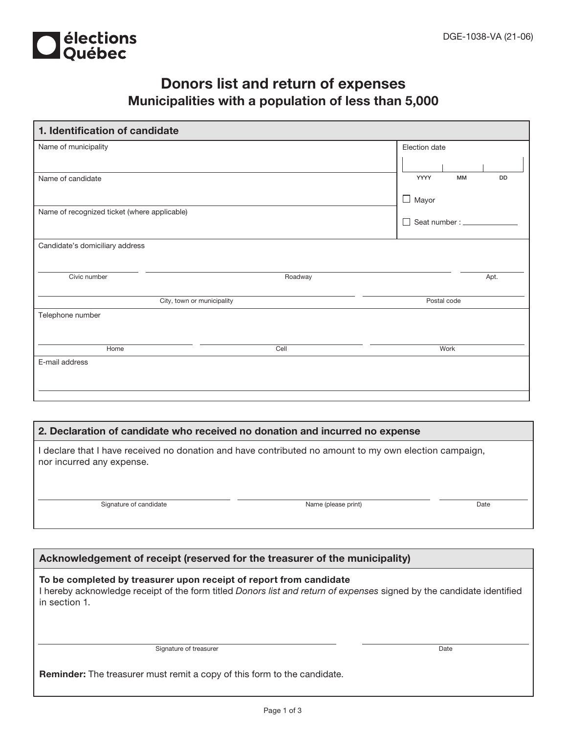élections Québec

DGE-1038-VA (21-06)

# Donors list and return of expenses
## Municipalities with a population of less than 5,000

### 1. Identification of candidate

| Name of municipality | Election date (YYYY / MM / DD) |
|---|---|
| Name of candidate | ☐ Mayor |
| Name of recognized ticket (where applicable) | ☐ Seat number : ______ |

Candidate's domiciliary address

| Civic number | Roadway | Apt. |
|---|---|---|
| | | |

| City, town or municipality | Postal code |
|---|---|
| | |

Telephone number

| Home | Cell | Work |
|---|---|---|
| | | |

E-mail address

### 2. Declaration of candidate who received no donation and incurred no expense

I declare that I have received no donation and have contributed no amount to my own election campaign, nor incurred any expense.

| Signature of candidate | Name (please print) | Date |
|---|---|---|
| | | |

### Acknowledgement of receipt (reserved for the treasurer of the municipality)

**To be completed by treasurer upon receipt of report from candidate**
I hereby acknowledge receipt of the form titled *Donors list and return of expenses* signed by the candidate identified in section 1.

| Signature of treasurer | Date |
|---|---|
| | |

**Reminder:** The treasurer must remit a copy of this form to the candidate.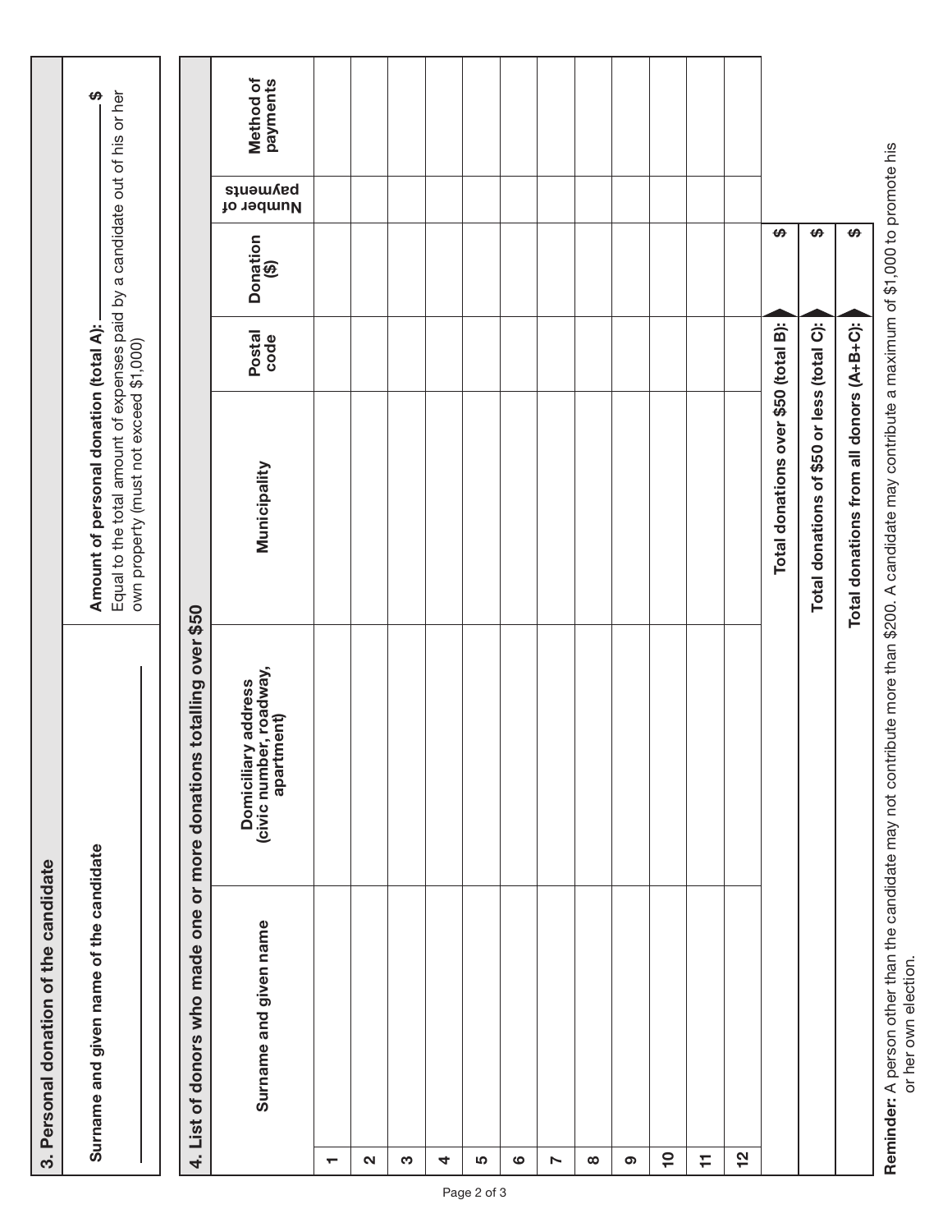## 3. Personal donation of the candidate

| Surname and given name of the candidate | Amount of personal donation (total A): ______ $ <br> Equal to the total amount of expenses paid by a candidate out of his or her own property (must not exceed $1,000) |
|---|---|
| | |

## 4. List of donors who made one or more donations totalling over $50

| | Surname and given name | Domiciliary address (civic number, roadway, apartment) | Municipality | Postal code | Donation ($) | Number of payments | Method of payments |
|---|---|---|---|---|---|---|---|
| 1 | | | | | | | |
| 2 | | | | | | | |
| 3 | | | | | | | |
| 4 | | | | | | | |
| 5 | | | | | | | |
| 6 | | | | | | | |
| 7 | | | | | | | |
| 8 | | | | | | | |
| 9 | | | | | | | |
| 10 | | | | | | | |
| 11 | | | | | | | |
| 12 | | | | | | | |
| | | | Total donations over $50 (total B): | | $ | | |
| | | | Total donations of $50 or less (total C): | | $ | | |
| | | | Total donations from all donors (A+B+C): | | $ | | |

**Reminder:** A person other than the candidate may not contribute more than $200. A candidate may contribute a maximum of $1,000 to promote his or her own election.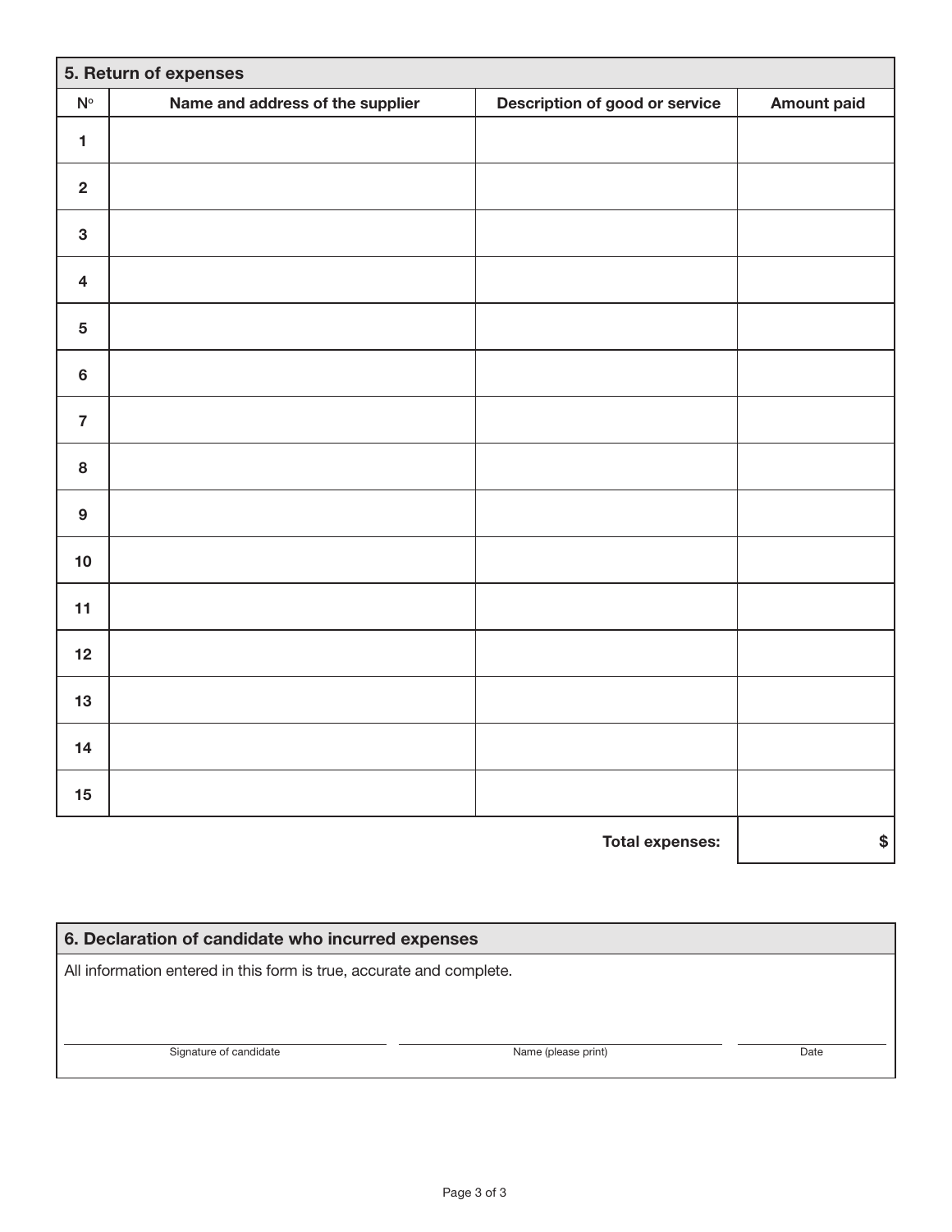## 5. Return of expenses

| N° | Name and address of the supplier | Description of good or service | Amount paid |
|---|---|---|---|
| 1 | | | |
| 2 | | | |
| 3 | | | |
| 4 | | | |
| 5 | | | |
| 6 | | | |
| 7 | | | |
| 8 | | | |
| 9 | | | |
| 10 | | | |
| 11 | | | |
| 12 | | | |
| 13 | | | |
| 14 | | | |
| 15 | | | |
| | | **Total expenses:** | $ |

## 6. Declaration of candidate who incurred expenses

All information entered in this form is true, accurate and complete.

Signature of candidate: ______________________

Name (please print): ______________________

Date: ______________________